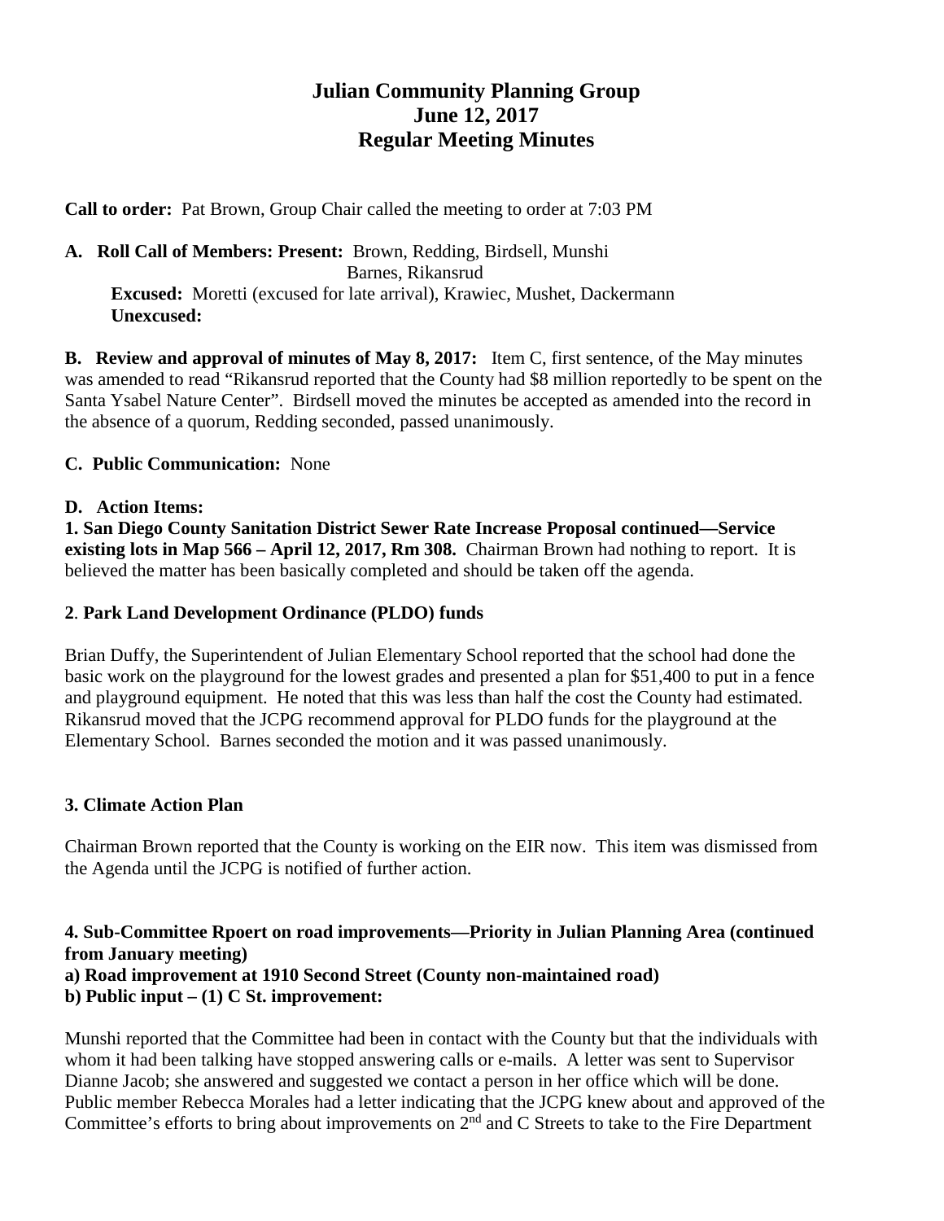# Julian Community Planning Group
## June 12, 2017
## Regular Meeting Minutes

**Call to order:** Pat Brown, Group Chair called the meeting to order at 7:03 PM

**A. Roll Call of Members: Present:** Brown, Redding, Birdsell, Munshi
Barnes, Rikansrud
**Excused:** Moretti (excused for late arrival), Krawiec, Mushet, Dackermann
**Unexcused:**

**B. Review and approval of minutes of May 8, 2017:** Item C, first sentence, of the May minutes was amended to read "Rikansrud reported that the County had $8 million reportedly to be spent on the Santa Ysabel Nature Center". Birdsell moved the minutes be accepted as amended into the record in the absence of a quorum, Redding seconded, passed unanimously.

**C. Public Communication:** None

**D. Action Items:**
**1. San Diego County Sanitation District Sewer Rate Increase Proposal continued—Service existing lots in Map 566 – April 12, 2017, Rm 308.** Chairman Brown had nothing to report. It is believed the matter has been basically completed and should be taken off the agenda.

**2. Park Land Development Ordinance (PLDO) funds**

Brian Duffy, the Superintendent of Julian Elementary School reported that the school had done the basic work on the playground for the lowest grades and presented a plan for $51,400 to put in a fence and playground equipment. He noted that this was less than half the cost the County had estimated. Rikansrud moved that the JCPG recommend approval for PLDO funds for the playground at the Elementary School. Barnes seconded the motion and it was passed unanimously.

**3. Climate Action Plan**

Chairman Brown reported that the County is working on the EIR now. This item was dismissed from the Agenda until the JCPG is notified of further action.

**4. Sub-Committee Rpoert on road improvements—Priority in Julian Planning Area (continued from January meeting)**
**a) Road improvement at 1910 Second Street (County non-maintained road)**
**b) Public input – (1) C St. improvement:**

Munshi reported that the Committee had been in contact with the County but that the individuals with whom it had been talking have stopped answering calls or e-mails. A letter was sent to Supervisor Dianne Jacob; she answered and suggested we contact a person in her office which will be done. Public member Rebecca Morales had a letter indicating that the JCPG knew about and approved of the Committee's efforts to bring about improvements on 2nd and C Streets to take to the Fire Department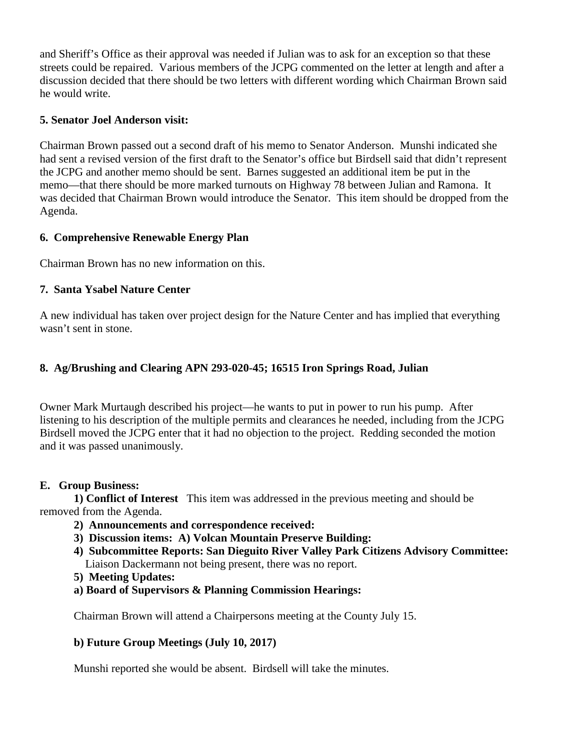and Sheriff's Office as their approval was needed if Julian was to ask for an exception so that these streets could be repaired. Various members of the JCPG commented on the letter at length and after a discussion decided that there should be two letters with different wording which Chairman Brown said he would write.

**5. Senator Joel Anderson visit:**

Chairman Brown passed out a second draft of his memo to Senator Anderson. Munshi indicated she had sent a revised version of the first draft to the Senator's office but Birdsell said that didn't represent the JCPG and another memo should be sent. Barnes suggested an additional item be put in the memo—that there should be more marked turnouts on Highway 78 between Julian and Ramona. It was decided that Chairman Brown would introduce the Senator. This item should be dropped from the Agenda.

**6. Comprehensive Renewable Energy Plan**

Chairman Brown has no new information on this.

**7. Santa Ysabel Nature Center**

A new individual has taken over project design for the Nature Center and has implied that everything wasn't sent in stone.

**8. Ag/Brushing and Clearing APN 293-020-45; 16515 Iron Springs Road, Julian**

Owner Mark Murtaugh described his project—he wants to put in power to run his pump. After listening to his description of the multiple permits and clearances he needed, including from the JCPG Birdsell moved the JCPG enter that it had no objection to the project. Redding seconded the motion and it was passed unanimously.

**E. Group Business:**

**1) Conflict of Interest** This item was addressed in the previous meeting and should be removed from the Agenda.

**2) Announcements and correspondence received:**

**3) Discussion items: A) Volcan Mountain Preserve Building:**

**4) Subcommittee Reports: San Dieguito River Valley Park Citizens Advisory Committee:** Liaison Dackermann not being present, there was no report.

**5) Meeting Updates:**

**a) Board of Supervisors & Planning Commission Hearings:**

Chairman Brown will attend a Chairpersons meeting at the County July 15.

**b) Future Group Meetings (July 10, 2017)**

Munshi reported she would be absent. Birdsell will take the minutes.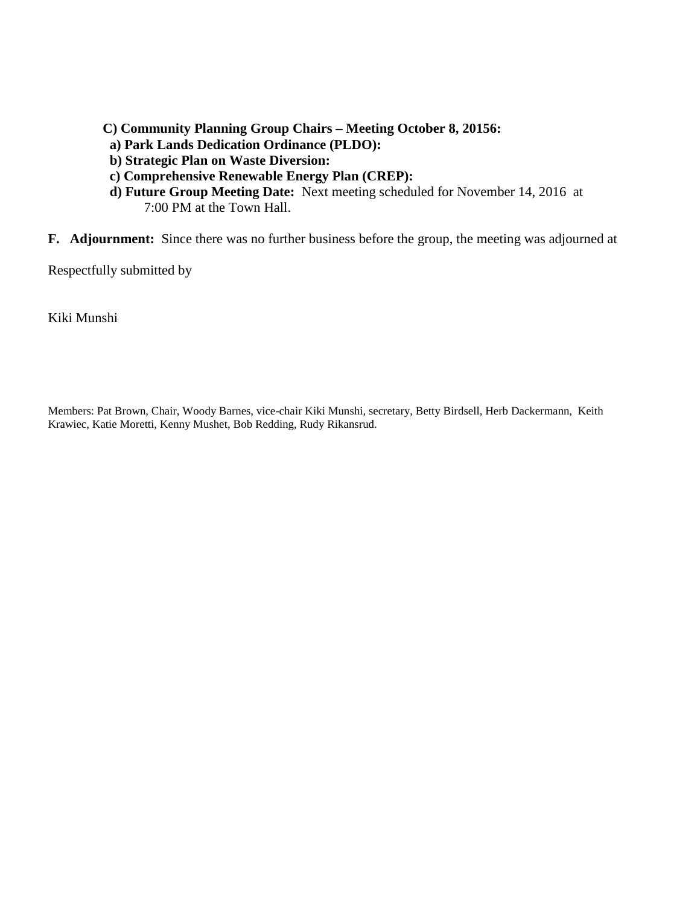**C) Community Planning Group Chairs – Meeting October 8, 20156:**

**a) Park Lands Dedication Ordinance (PLDO):**

**b) Strategic Plan on Waste Diversion:**

**c) Comprehensive Renewable Energy Plan (CREP):**

**d) Future Group Meeting Date:** Next meeting scheduled for November 14, 2016 at 7:00 PM at the Town Hall.

**F. Adjournment:** Since there was no further business before the group, the meeting was adjourned at

Respectfully submitted by

Kiki Munshi

Members: Pat Brown, Chair, Woody Barnes, vice-chair Kiki Munshi, secretary, Betty Birdsell, Herb Dackermann, Keith Krawiec, Katie Moretti, Kenny Mushet, Bob Redding, Rudy Rikansrud.